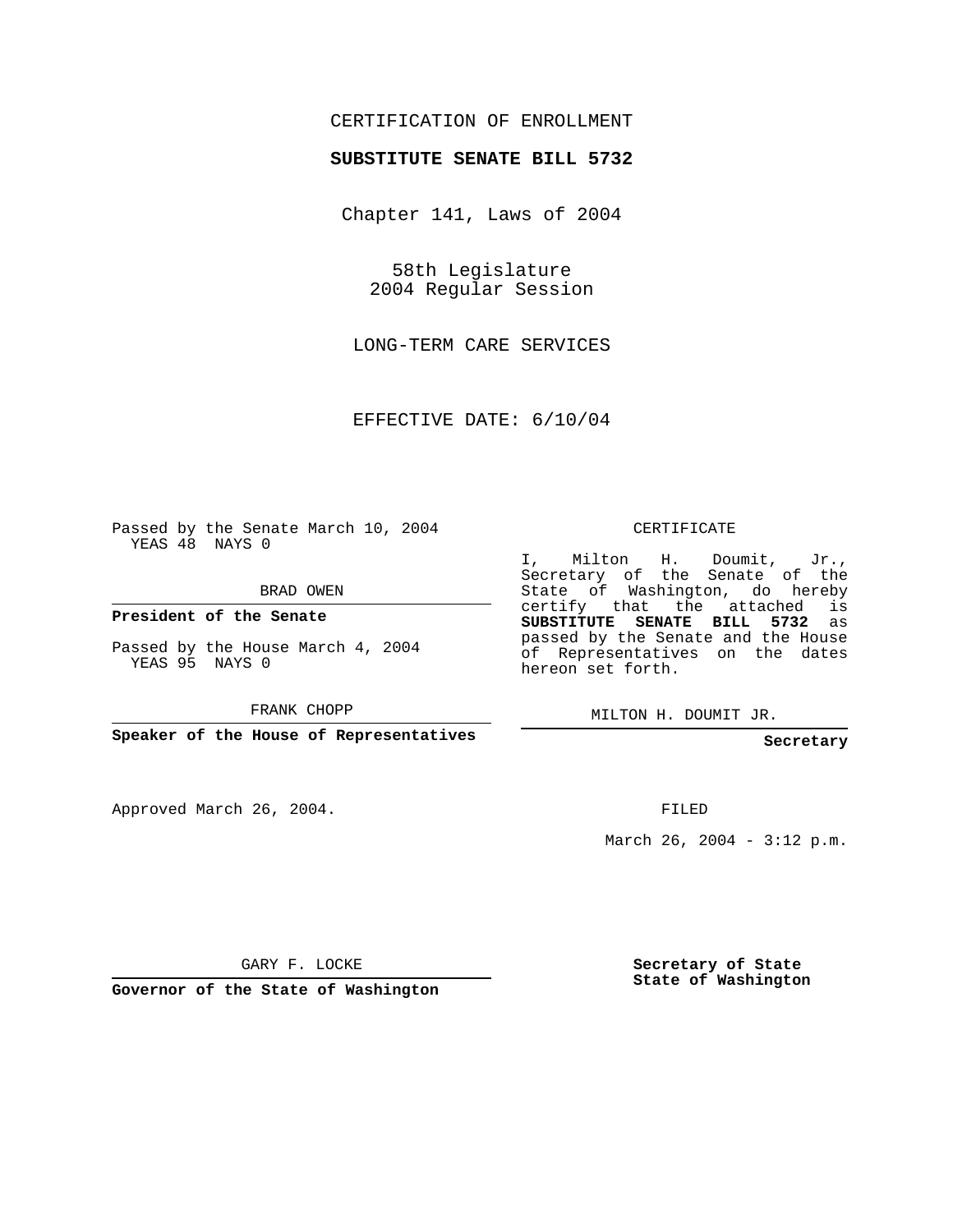CERTIFICATION OF ENROLLMENT

**SUBSTITUTE SENATE BILL 5732**

Chapter 141, Laws of 2004

58th Legislature
2004 Regular Session

LONG-TERM CARE SERVICES

EFFECTIVE DATE: 6/10/04

Passed by the Senate March 10, 2004
YEAS 48 NAYS 0

BRAD OWEN

**President of the Senate**

Passed by the House March 4, 2004
YEAS 95 NAYS 0

FRANK CHOPP

**Speaker of the House of Representatives**

CERTIFICATE

I, Milton H. Doumit, Jr., Secretary of the Senate of the State of Washington, do hereby certify that the attached is **SUBSTITUTE SENATE BILL 5732** as passed by the Senate and the House of Representatives on the dates hereon set forth.

MILTON H. DOUMIT JR.

**Secretary**

Approved March 26, 2004.

FILED

March 26, 2004 - 3:12 p.m.

GARY F. LOCKE

**Governor of the State of Washington**

**Secretary of State**
**State of Washington**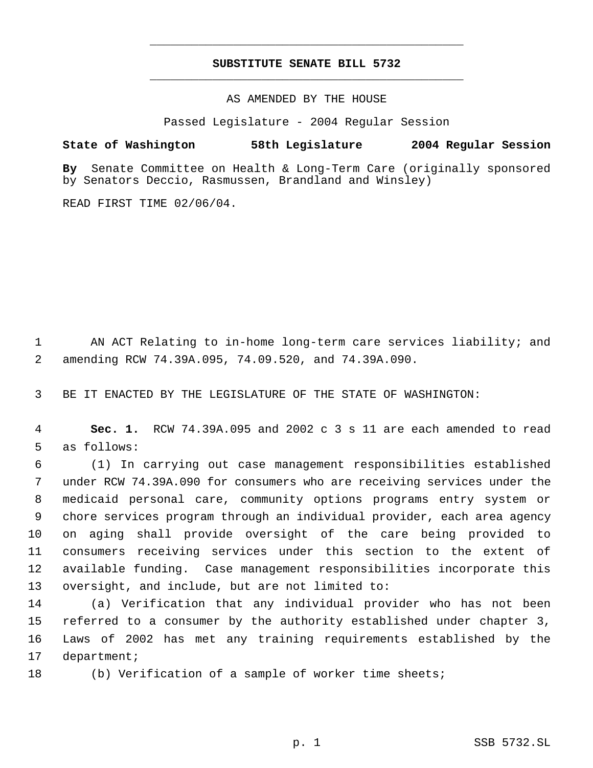# SUBSTITUTE SENATE BILL 5732

AS AMENDED BY THE HOUSE

Passed Legislature - 2004 Regular Session

**State of Washington 58th Legislature 2004 Regular Session**

**By** Senate Committee on Health & Long-Term Care (originally sponsored by Senators Deccio, Rasmussen, Brandland and Winsley)

READ FIRST TIME 02/06/04.

AN ACT Relating to in-home long-term care services liability; and amending RCW 74.39A.095, 74.09.520, and 74.39A.090.

BE IT ENACTED BY THE LEGISLATURE OF THE STATE OF WASHINGTON:

**Sec. 1.** RCW 74.39A.095 and 2002 c 3 s 11 are each amended to read as follows:

(1) In carrying out case management responsibilities established under RCW 74.39A.090 for consumers who are receiving services under the medicaid personal care, community options programs entry system or chore services program through an individual provider, each area agency on aging shall provide oversight of the care being provided to consumers receiving services under this section to the extent of available funding. Case management responsibilities incorporate this oversight, and include, but are not limited to:

(a) Verification that any individual provider who has not been referred to a consumer by the authority established under chapter 3, Laws of 2002 has met any training requirements established by the department;

(b) Verification of a sample of worker time sheets;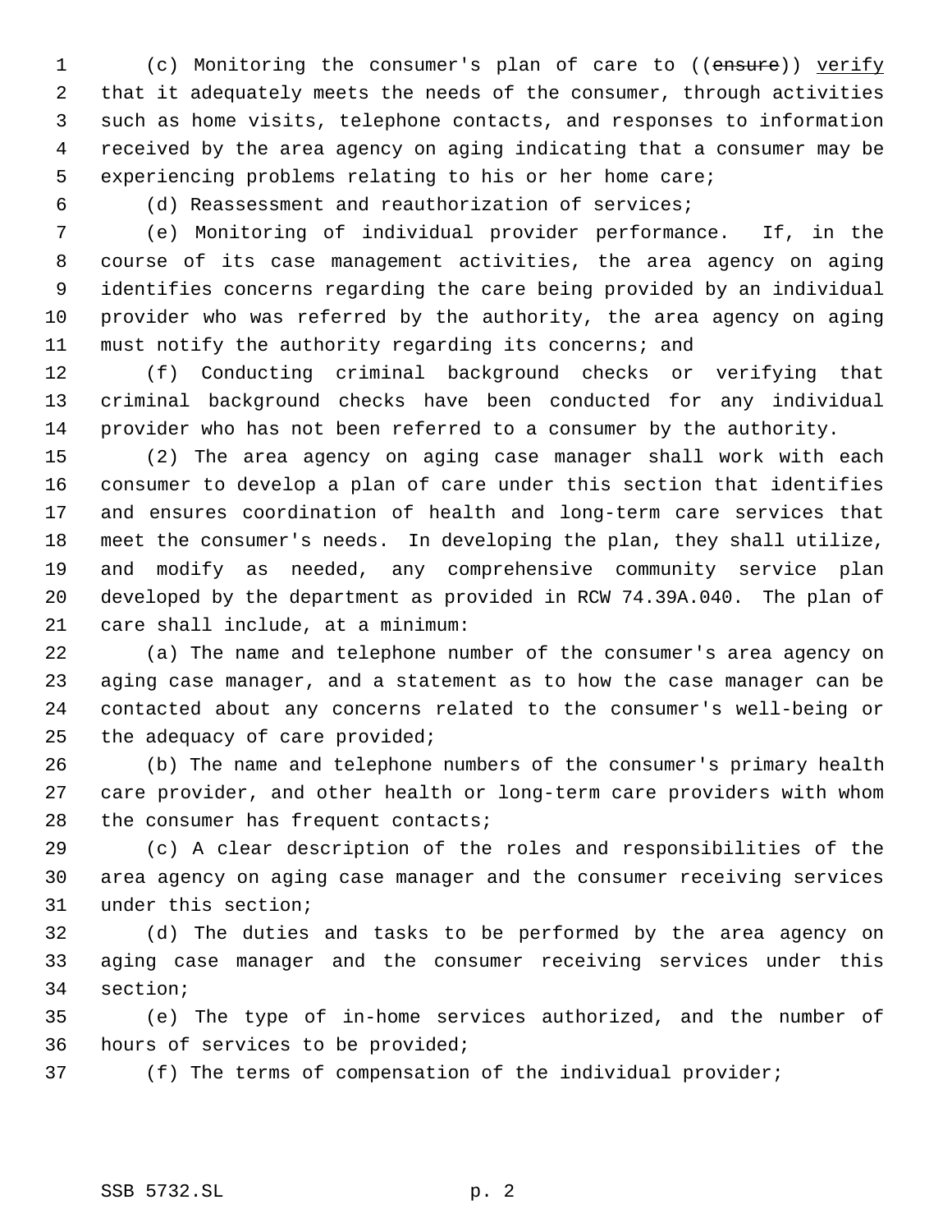(c) Monitoring the consumer's plan of care to ((~~ensure~~)) <u>verify</u> that it adequately meets the needs of the consumer, through activities such as home visits, telephone contacts, and responses to information received by the area agency on aging indicating that a consumer may be experiencing problems relating to his or her home care;

(d) Reassessment and reauthorization of services;

(e) Monitoring of individual provider performance. If, in the course of its case management activities, the area agency on aging identifies concerns regarding the care being provided by an individual provider who was referred by the authority, the area agency on aging must notify the authority regarding its concerns; and

(f) Conducting criminal background checks or verifying that criminal background checks have been conducted for any individual provider who has not been referred to a consumer by the authority.

(2) The area agency on aging case manager shall work with each consumer to develop a plan of care under this section that identifies and ensures coordination of health and long-term care services that meet the consumer's needs. In developing the plan, they shall utilize, and modify as needed, any comprehensive community service plan developed by the department as provided in RCW 74.39A.040. The plan of care shall include, at a minimum:

(a) The name and telephone number of the consumer's area agency on aging case manager, and a statement as to how the case manager can be contacted about any concerns related to the consumer's well-being or the adequacy of care provided;

(b) The name and telephone numbers of the consumer's primary health care provider, and other health or long-term care providers with whom the consumer has frequent contacts;

(c) A clear description of the roles and responsibilities of the area agency on aging case manager and the consumer receiving services under this section;

(d) The duties and tasks to be performed by the area agency on aging case manager and the consumer receiving services under this section;

(e) The type of in-home services authorized, and the number of hours of services to be provided;

(f) The terms of compensation of the individual provider;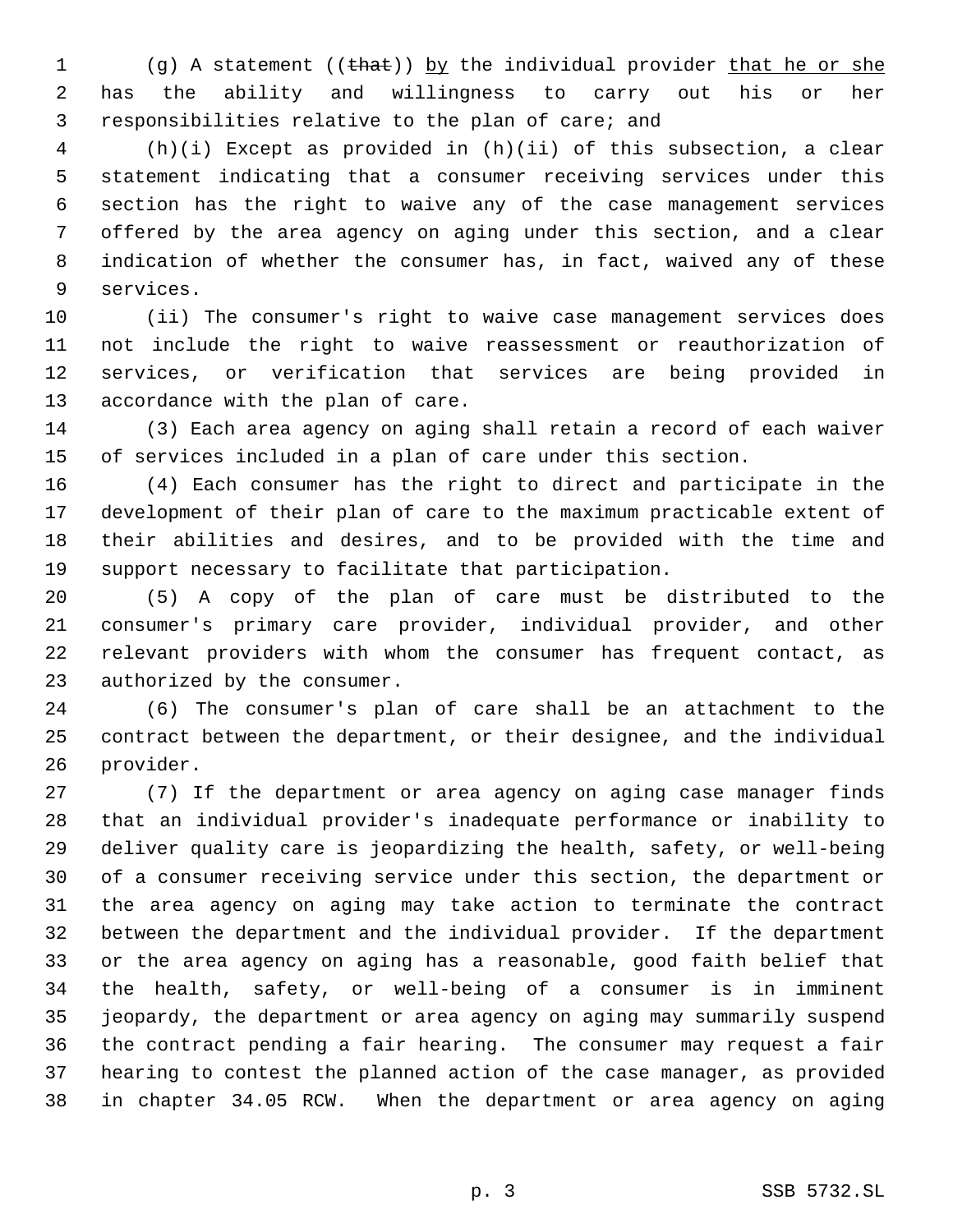(g) A statement ((~~that~~)) <u>by</u> the individual provider <u>that he or she</u> has the ability and willingness to carry out his or her responsibilities relative to the plan of care; and

(h)(i) Except as provided in (h)(ii) of this subsection, a clear statement indicating that a consumer receiving services under this section has the right to waive any of the case management services offered by the area agency on aging under this section, and a clear indication of whether the consumer has, in fact, waived any of these services.

(ii) The consumer's right to waive case management services does not include the right to waive reassessment or reauthorization of services, or verification that services are being provided in accordance with the plan of care.

(3) Each area agency on aging shall retain a record of each waiver of services included in a plan of care under this section.

(4) Each consumer has the right to direct and participate in the development of their plan of care to the maximum practicable extent of their abilities and desires, and to be provided with the time and support necessary to facilitate that participation.

(5) A copy of the plan of care must be distributed to the consumer's primary care provider, individual provider, and other relevant providers with whom the consumer has frequent contact, as authorized by the consumer.

(6) The consumer's plan of care shall be an attachment to the contract between the department, or their designee, and the individual provider.

(7) If the department or area agency on aging case manager finds that an individual provider's inadequate performance or inability to deliver quality care is jeopardizing the health, safety, or well-being of a consumer receiving service under this section, the department or the area agency on aging may take action to terminate the contract between the department and the individual provider. If the department or the area agency on aging has a reasonable, good faith belief that the health, safety, or well-being of a consumer is in imminent jeopardy, the department or area agency on aging may summarily suspend the contract pending a fair hearing. The consumer may request a fair hearing to contest the planned action of the case manager, as provided in chapter 34.05 RCW. When the department or area agency on aging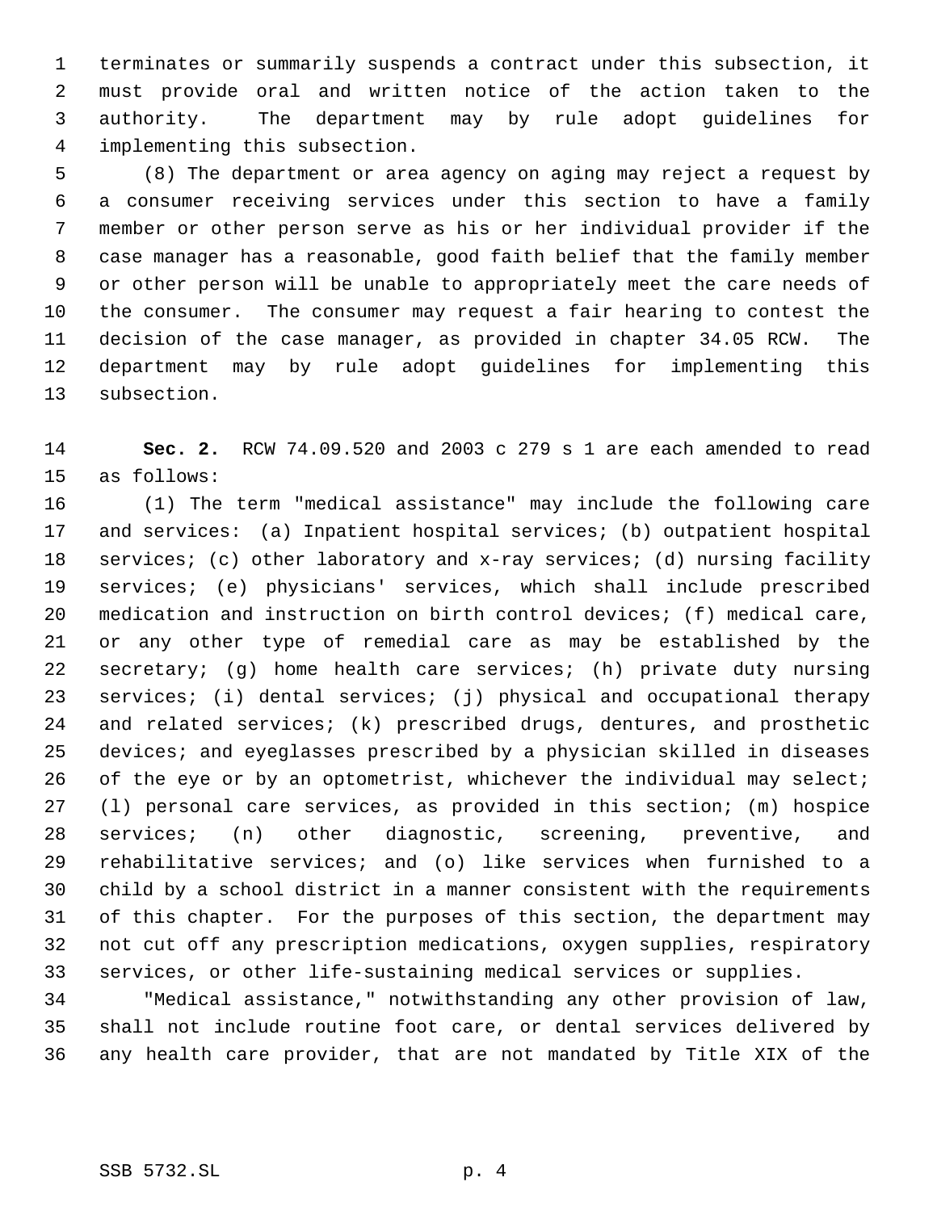terminates or summarily suspends a contract under this subsection, it must provide oral and written notice of the action taken to the authority. The department may by rule adopt guidelines for implementing this subsection.

(8) The department or area agency on aging may reject a request by a consumer receiving services under this section to have a family member or other person serve as his or her individual provider if the case manager has a reasonable, good faith belief that the family member or other person will be unable to appropriately meet the care needs of the consumer. The consumer may request a fair hearing to contest the decision of the case manager, as provided in chapter 34.05 RCW. The department may by rule adopt guidelines for implementing this subsection.

**Sec. 2.** RCW 74.09.520 and 2003 c 279 s 1 are each amended to read as follows:

(1) The term "medical assistance" may include the following care and services: (a) Inpatient hospital services; (b) outpatient hospital services; (c) other laboratory and x-ray services; (d) nursing facility services; (e) physicians' services, which shall include prescribed medication and instruction on birth control devices; (f) medical care, or any other type of remedial care as may be established by the secretary; (g) home health care services; (h) private duty nursing services; (i) dental services; (j) physical and occupational therapy and related services; (k) prescribed drugs, dentures, and prosthetic devices; and eyeglasses prescribed by a physician skilled in diseases of the eye or by an optometrist, whichever the individual may select; (l) personal care services, as provided in this section; (m) hospice services; (n) other diagnostic, screening, preventive, and rehabilitative services; and (o) like services when furnished to a child by a school district in a manner consistent with the requirements of this chapter. For the purposes of this section, the department may not cut off any prescription medications, oxygen supplies, respiratory services, or other life-sustaining medical services or supplies.

"Medical assistance," notwithstanding any other provision of law, shall not include routine foot care, or dental services delivered by any health care provider, that are not mandated by Title XIX of the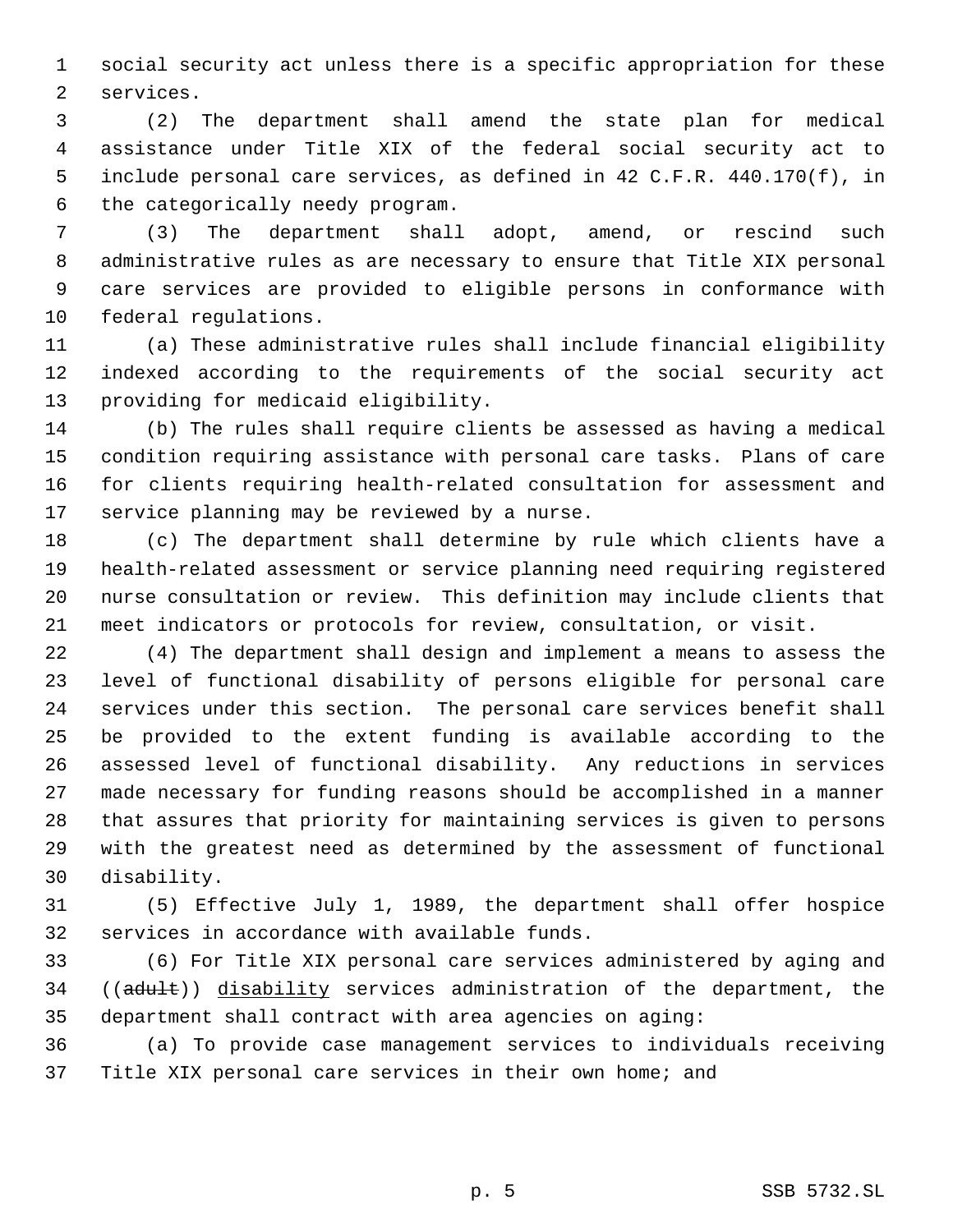social security act unless there is a specific appropriation for these services.

(2) The department shall amend the state plan for medical assistance under Title XIX of the federal social security act to include personal care services, as defined in 42 C.F.R. 440.170(f), in the categorically needy program.

(3) The department shall adopt, amend, or rescind such administrative rules as are necessary to ensure that Title XIX personal care services are provided to eligible persons in conformance with federal regulations.

(a) These administrative rules shall include financial eligibility indexed according to the requirements of the social security act providing for medicaid eligibility.

(b) The rules shall require clients be assessed as having a medical condition requiring assistance with personal care tasks. Plans of care for clients requiring health-related consultation for assessment and service planning may be reviewed by a nurse.

(c) The department shall determine by rule which clients have a health-related assessment or service planning need requiring registered nurse consultation or review. This definition may include clients that meet indicators or protocols for review, consultation, or visit.

(4) The department shall design and implement a means to assess the level of functional disability of persons eligible for personal care services under this section. The personal care services benefit shall be provided to the extent funding is available according to the assessed level of functional disability. Any reductions in services made necessary for funding reasons should be accomplished in a manner that assures that priority for maintaining services is given to persons with the greatest need as determined by the assessment of functional disability.

(5) Effective July 1, 1989, the department shall offer hospice services in accordance with available funds.

(6) For Title XIX personal care services administered by aging and ((~~adult~~)) <u>disability</u> services administration of the department, the department shall contract with area agencies on aging:

(a) To provide case management services to individuals receiving Title XIX personal care services in their own home; and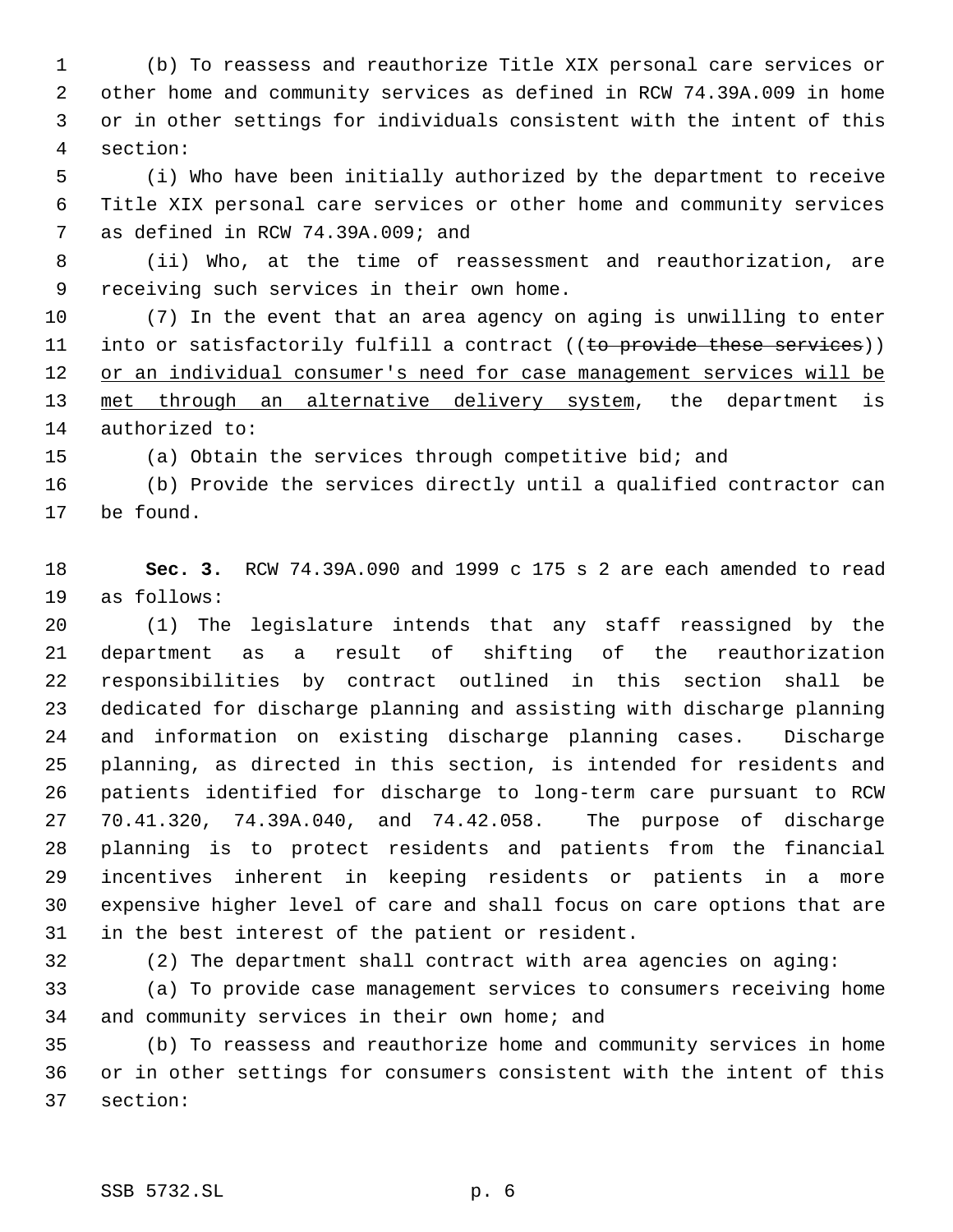(b) To reassess and reauthorize Title XIX personal care services or other home and community services as defined in RCW 74.39A.009 in home or in other settings for individuals consistent with the intent of this section:

(i) Who have been initially authorized by the department to receive Title XIX personal care services or other home and community services as defined in RCW 74.39A.009; and

(ii) Who, at the time of reassessment and reauthorization, are receiving such services in their own home.

(7) In the event that an area agency on aging is unwilling to enter into or satisfactorily fulfill a contract ((~~to provide these services~~)) <u>or an individual consumer's need for case management services will be met through an alternative delivery system</u>, the department is authorized to:

(a) Obtain the services through competitive bid; and

(b) Provide the services directly until a qualified contractor can be found.

**Sec. 3.** RCW 74.39A.090 and 1999 c 175 s 2 are each amended to read as follows:

(1) The legislature intends that any staff reassigned by the department as a result of shifting of the reauthorization responsibilities by contract outlined in this section shall be dedicated for discharge planning and assisting with discharge planning and information on existing discharge planning cases. Discharge planning, as directed in this section, is intended for residents and patients identified for discharge to long-term care pursuant to RCW 70.41.320, 74.39A.040, and 74.42.058. The purpose of discharge planning is to protect residents and patients from the financial incentives inherent in keeping residents or patients in a more expensive higher level of care and shall focus on care options that are in the best interest of the patient or resident.

(2) The department shall contract with area agencies on aging:

(a) To provide case management services to consumers receiving home and community services in their own home; and

(b) To reassess and reauthorize home and community services in home or in other settings for consumers consistent with the intent of this section: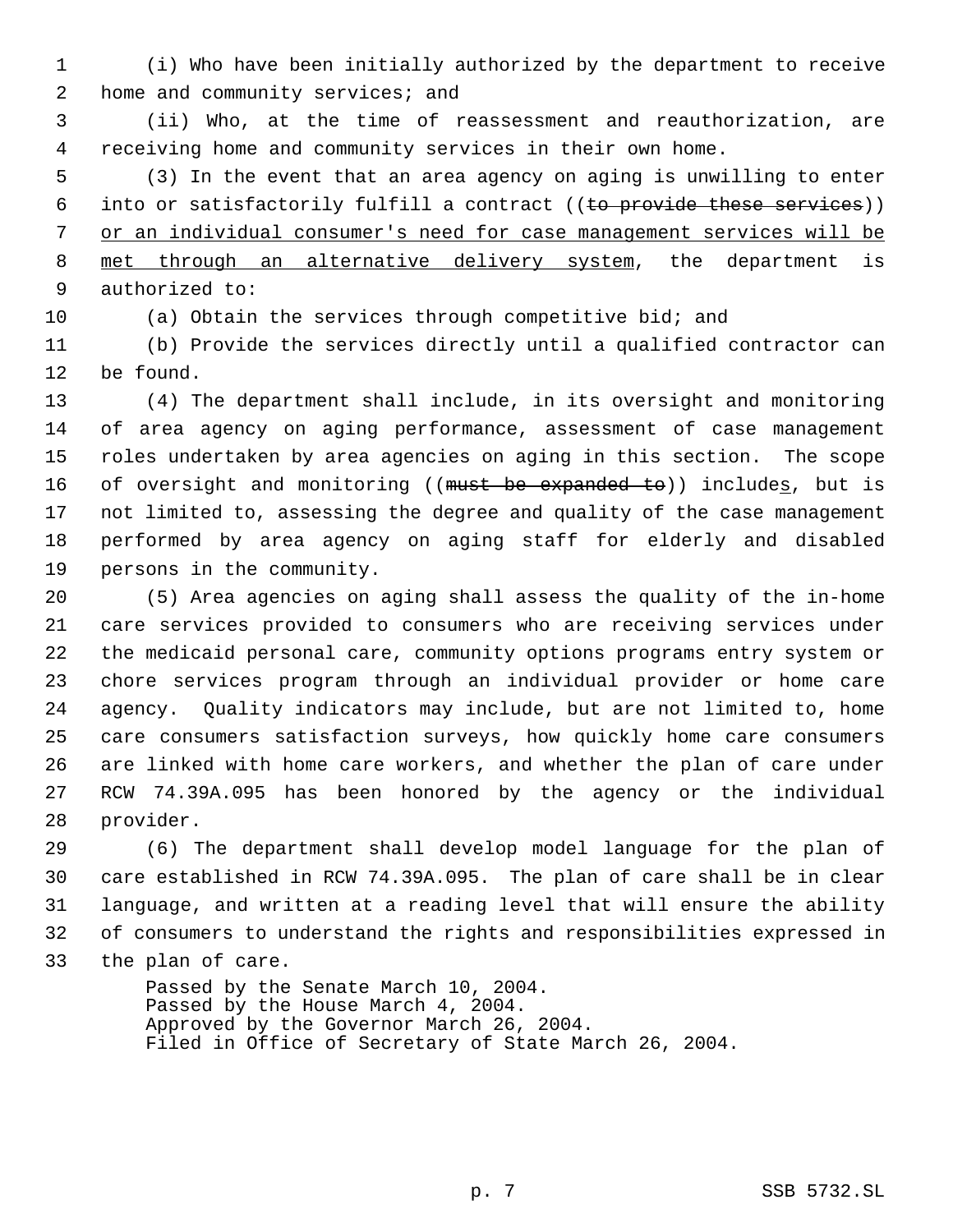(i) Who have been initially authorized by the department to receive home and community services; and

(ii) Who, at the time of reassessment and reauthorization, are receiving home and community services in their own home.

(3) In the event that an area agency on aging is unwilling to enter into or satisfactorily fulfill a contract ((~~to provide these services~~)) or an individual consumer's need for case management services will be met through an alternative delivery system, the department is authorized to:

(a) Obtain the services through competitive bid; and

(b) Provide the services directly until a qualified contractor can be found.

(4) The department shall include, in its oversight and monitoring of area agency on aging performance, assessment of case management roles undertaken by area agencies on aging in this section. The scope of oversight and monitoring ((~~must be expanded to~~)) includes, but is not limited to, assessing the degree and quality of the case management performed by area agency on aging staff for elderly and disabled persons in the community.

(5) Area agencies on aging shall assess the quality of the in-home care services provided to consumers who are receiving services under the medicaid personal care, community options programs entry system or chore services program through an individual provider or home care agency. Quality indicators may include, but are not limited to, home care consumers satisfaction surveys, how quickly home care consumers are linked with home care workers, and whether the plan of care under RCW 74.39A.095 has been honored by the agency or the individual provider.

(6) The department shall develop model language for the plan of care established in RCW 74.39A.095. The plan of care shall be in clear language, and written at a reading level that will ensure the ability of consumers to understand the rights and responsibilities expressed in the plan of care.

Passed by the Senate March 10, 2004.
Passed by the House March 4, 2004.
Approved by the Governor March 26, 2004.
Filed in Office of Secretary of State March 26, 2004.